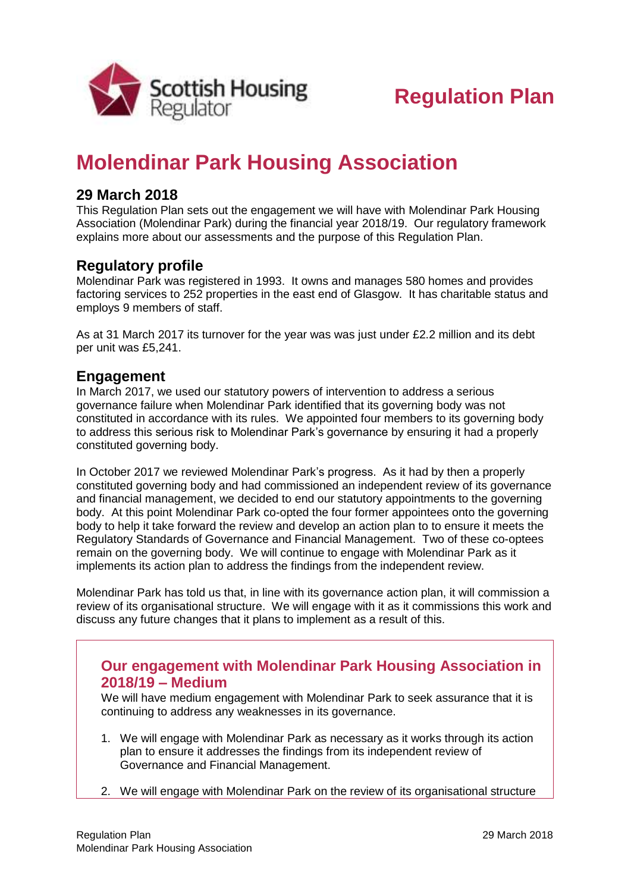Regulation Plan

# Molendinar Park Housing Association

## 29 March 2018

This Regulation Plan sets out the engagement we will have with Molendinar Park Housing Association (Molendinar Park) during the financial year 2018/19. Our regulatory framework explains more about our assessments and the purpose of this Regulation Plan.

## Regulatory profile

Molendinar Park was registered in 1993. It owns and manages 580 homes and provides factoring services to 252 properties in the east end of Glasgow. It has charitable status and employs 9 members of staff.

As at 31 March 2017 its turnover for the year was was just under £2.2 million and its debt per unit was £5,241.

## Engagement

In March 2017, we used our statutory powers of intervention to address a serious governance failure when Molendinar Park identified that its governing body was not constituted in accordance with its rules. We appointed four members to its governing body to address this serious risk to Molendinar Park's governance by ensuring it had a properly constituted governing body.

In October 2017 we reviewed Molendinar Park's progress. As it had by then a properly constituted governing body and had commissioned an independent review of its governance and financial management, we decided to end our statutory appointments to the governing body. At this point Molendinar Park co-opted the four former appointees onto the governing body to help it take forward the review and develop an action plan to to ensure it meets the Regulatory Standards of Governance and Financial Management. Two of these co-optees remain on the governing body. We will continue to engage with Molendinar Park as it implements its action plan to address the findings from the independent review.

Molendinar Park has told us that, in line with its governance action plan, it will commission a review of its organisational structure. We will engage with it as it commissions this work and discuss any future changes that it plans to implement as a result of this.

### Our engagement with Molendinar Park Housing Association in 2018/19 – Medium

We will have medium engagement with Molendinar Park to seek assurance that it is continuing to address any weaknesses in its governance.

1. We will engage with Molendinar Park as necessary as it works through its action plan to ensure it addresses the findings from its independent review of Governance and Financial Management.
2. We will engage with Molendinar Park on the review of its organisational structure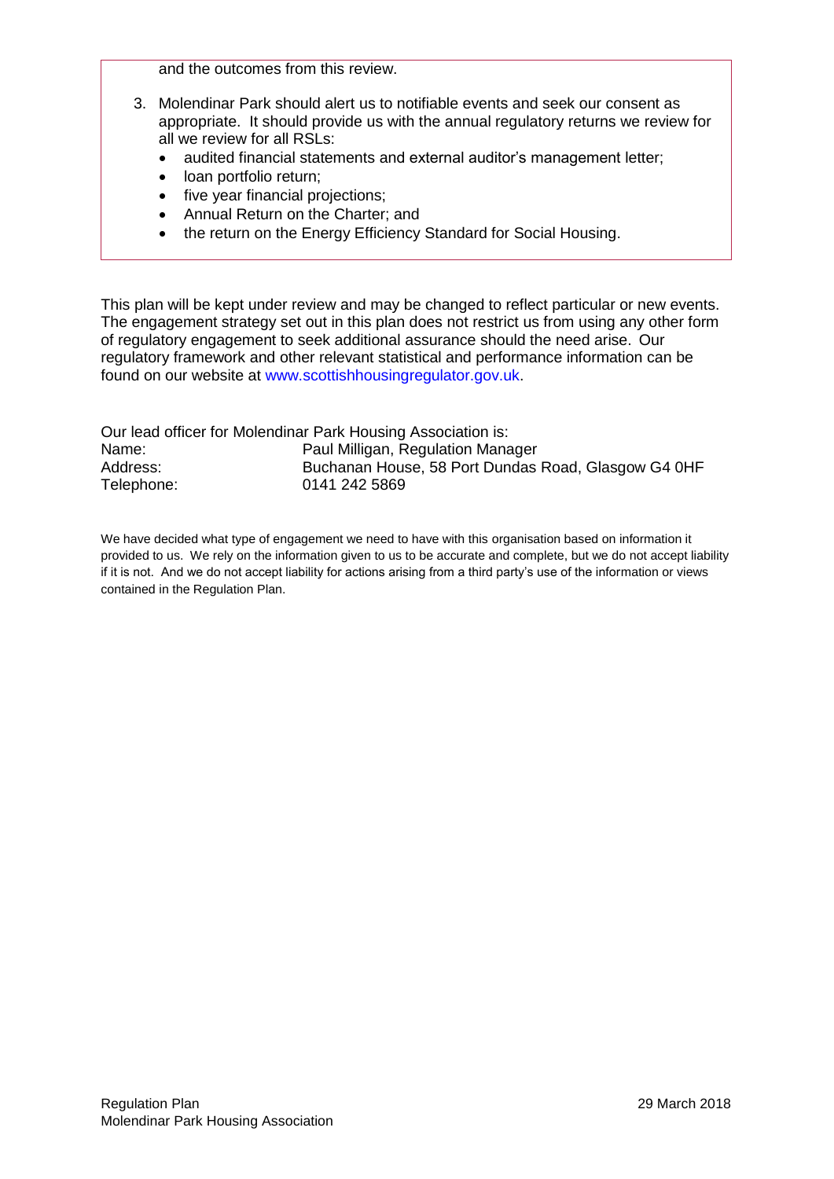and the outcomes from this review.

3. Molendinar Park should alert us to notifiable events and seek our consent as appropriate. It should provide us with the annual regulatory returns we review for all we review for all RSLs:
   - audited financial statements and external auditor's management letter;
   - loan portfolio return;
   - five year financial projections;
   - Annual Return on the Charter; and
   - the return on the Energy Efficiency Standard for Social Housing.

This plan will be kept under review and may be changed to reflect particular or new events. The engagement strategy set out in this plan does not restrict us from using any other form of regulatory engagement to seek additional assurance should the need arise. Our regulatory framework and other relevant statistical and performance information can be found on our website at www.scottishhousingregulator.gov.uk.

Our lead officer for Molendinar Park Housing Association is:

| | |
|---|---|
| Name: | Paul Milligan, Regulation Manager |
| Address: | Buchanan House, 58 Port Dundas Road, Glasgow G4 0HF |
| Telephone: | 0141 242 5869 |

We have decided what type of engagement we need to have with this organisation based on information it provided to us. We rely on the information given to us to be accurate and complete, but we do not accept liability if it is not. And we do not accept liability for actions arising from a third party's use of the information or views contained in the Regulation Plan.